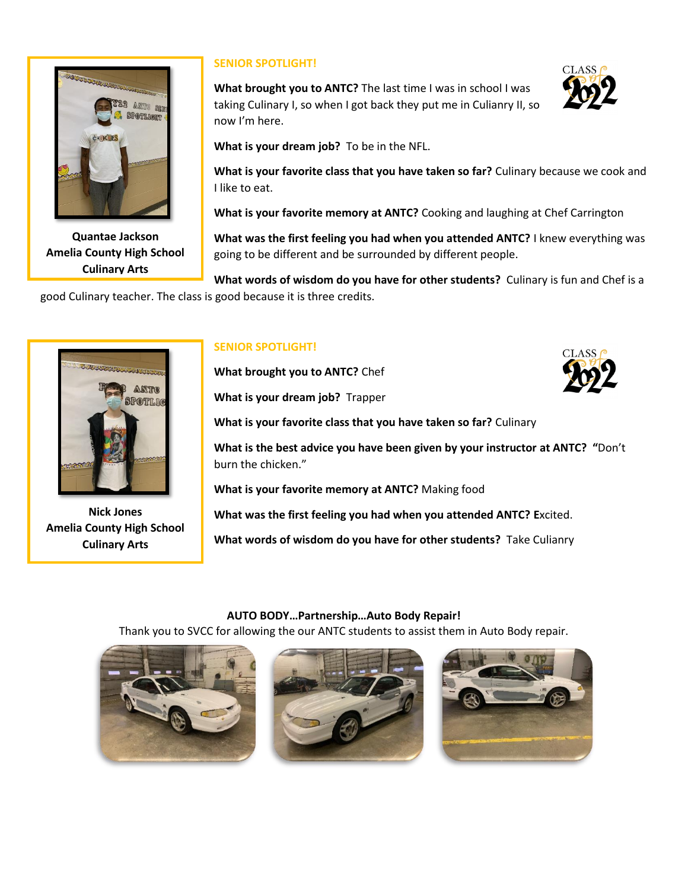## SENIOR SPOTLIGHT!

**Quantae Jackson**
**Amelia County High School**
**Culinary Arts**

**What brought you to ANTC?** The last time I was in school I was taking Culinary I, so when I got back they put me in Culianry II, so now I'm here.

**What is your dream job?** To be in the NFL.

**What is your favorite class that you have taken so far?** Culinary because we cook and I like to eat.

**What is your favorite memory at ANTC?** Cooking and laughing at Chef Carrington

**What was the first feeling you had when you attended ANTC?** I knew everything was going to be different and be surrounded by different people.

**What words of wisdom do you have for other students?** Culinary is fun and Chef is a good Culinary teacher. The class is good because it is three credits.

## SENIOR SPOTLIGHT!

**Nick Jones**
**Amelia County High School**
**Culinary Arts**

**What brought you to ANTC?** Chef

**What is your dream job?** Trapper

**What is your favorite class that you have taken so far?** Culinary

**What is the best advice you have been given by your instructor at ANTC? "**Don't burn the chicken."

**What is your favorite memory at ANTC?** Making food

**What was the first feeling you had when you attended ANTC? E**xcited.

**What words of wisdom do you have for other students?** Take Culianry

**AUTO BODY…Partnership…Auto Body Repair!**

Thank you to SVCC for allowing the our ANTC students to assist them in Auto Body repair.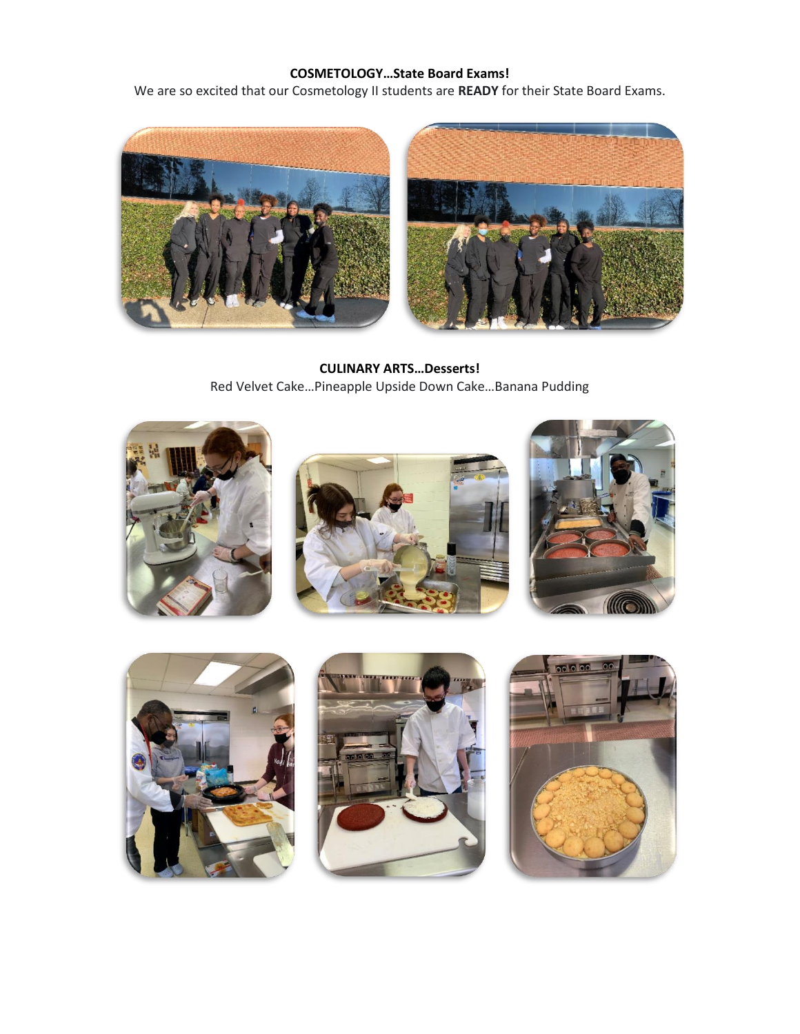**COSMETOLOGY…State Board Exams!**

We are so excited that our Cosmetology II students are **READY** for their State Board Exams.

**CULINARY ARTS…Desserts!**

Red Velvet Cake…Pineapple Upside Down Cake…Banana Pudding